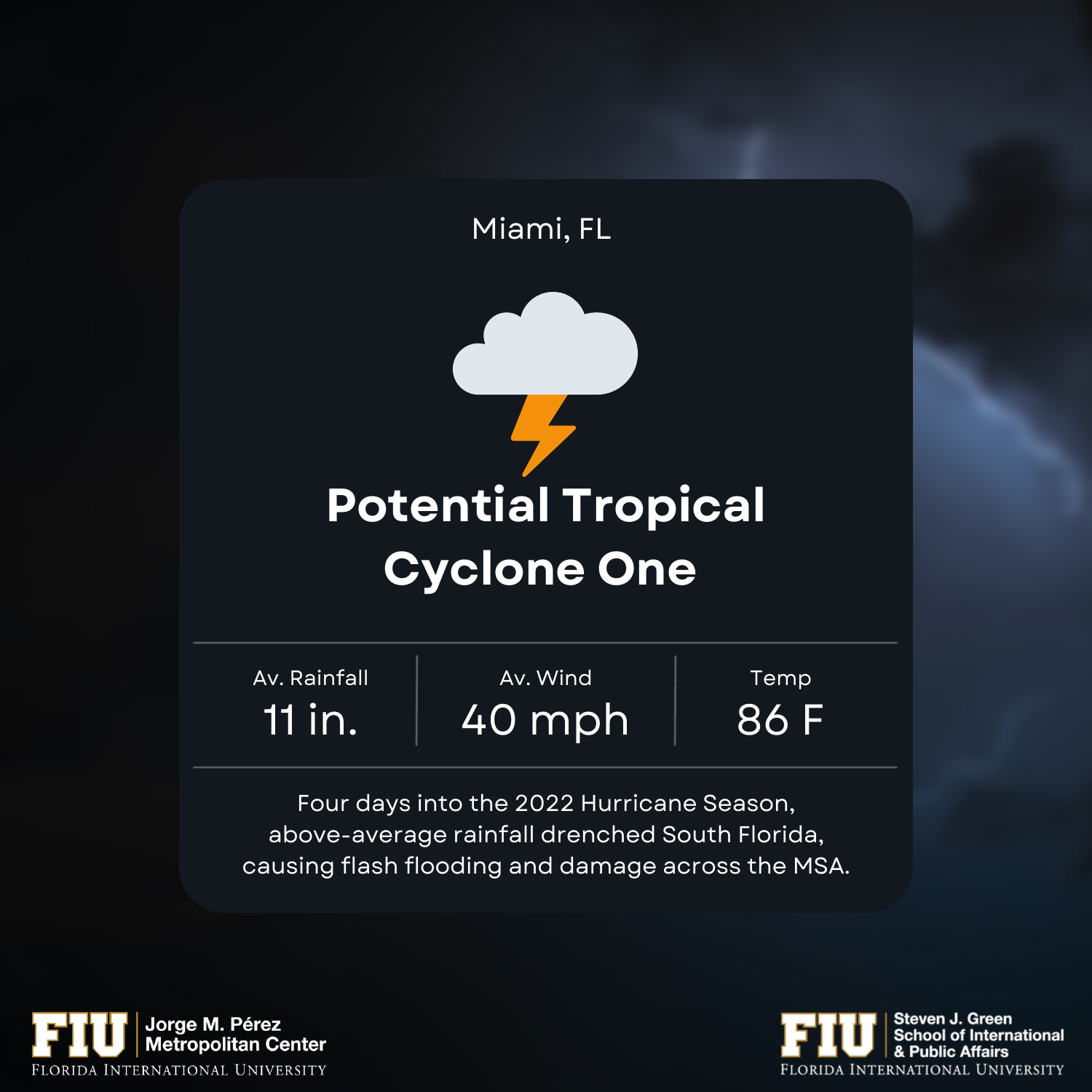Miami, FL

# Potential Tropical Cyclone One

| Av. Rainfall | Av. Wind | Temp |
|---|---|---|
| 11 in. | 40 mph | 86 F |

Four days into the 2022 Hurricane Season, above-average rainfall drenched South Florida, causing flash flooding and damage across the MSA.

FIU Jorge M. Pérez Metropolitan Center
FLORIDA INTERNATIONAL UNIVERSITY

FIU Steven J. Green School of International & Public Affairs
FLORIDA INTERNATIONAL UNIVERSITY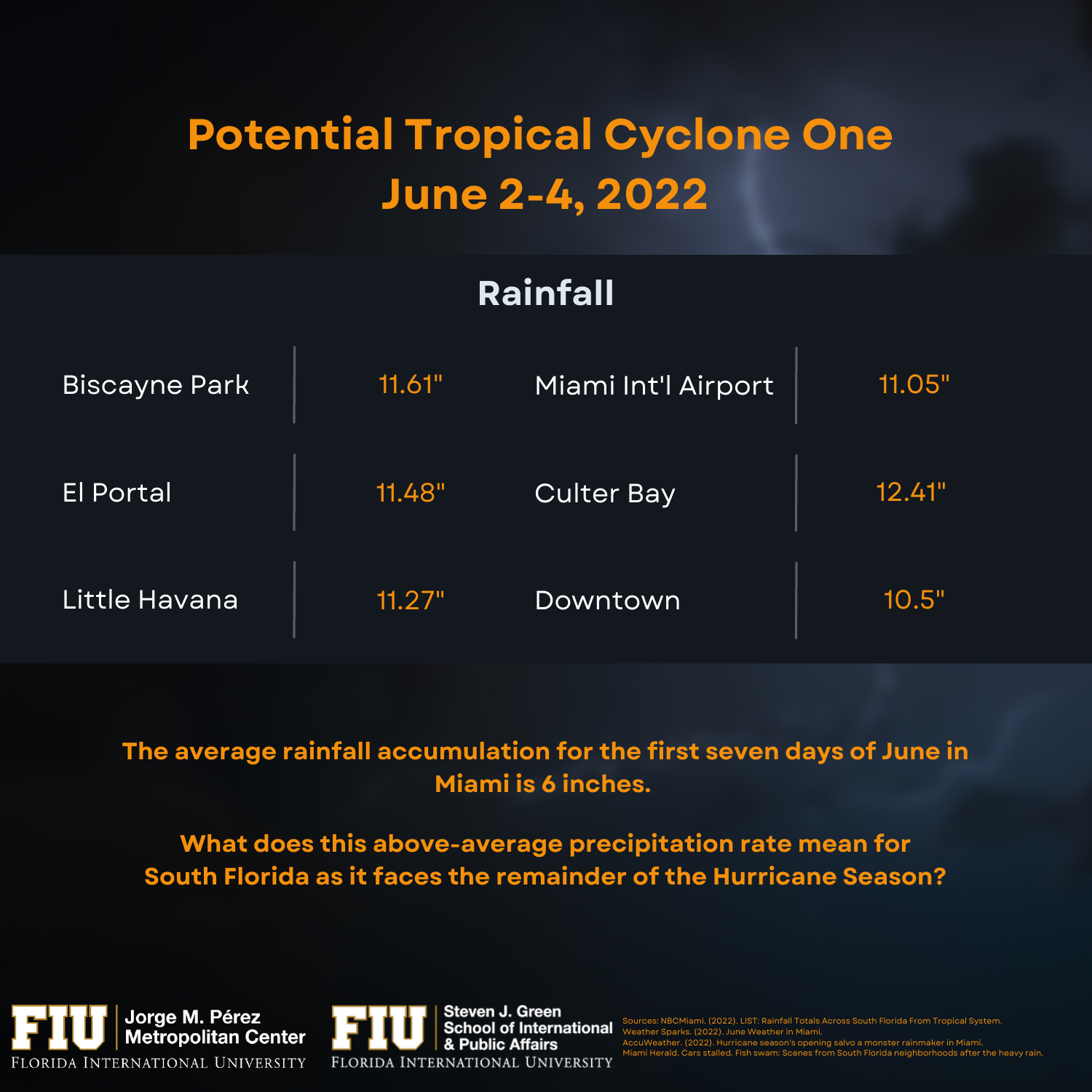# Potential Tropical Cyclone One
# June 2-4, 2022

## Rainfall

| Location | Rainfall | Location | Rainfall |
|---|---|---|---|
| Biscayne Park | 11.61" | Miami Int'l Airport | 11.05" |
| El Portal | 11.48" | Culter Bay | 12.41" |
| Little Havana | 11.27" | Downtown | 10.5" |

**The average rainfall accumulation for the first seven days of June in Miami is 6 inches.**

**What does this above-average precipitation rate mean for South Florida as it faces the remainder of the Hurricane Season?**

FIU Jorge M. Pérez Metropolitan Center, Florida International University

FIU Steven J. Green School of International & Public Affairs, Florida International University

Sources: NBCMiami. (2022). LIST: Rainfall Totals Across South Florida From Tropical System.
Weather Sparks. (2022). June Weather in Miami.
AccuWeather. (2022). Hurricane season's opening salvo a monster rainmaker in Miami.
Miami Herald. Cars stalled. Fish swam: Scenes from South Florida neighborhoods after the heavy rain.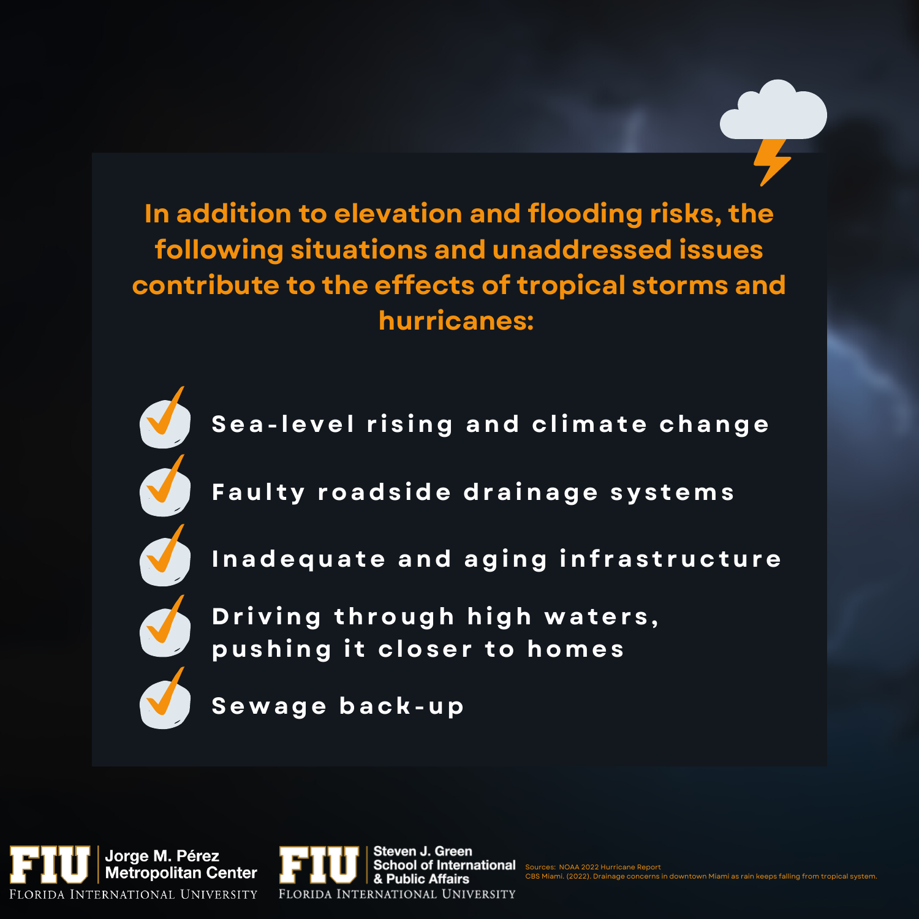**In addition to elevation and flooding risks, the following situations and unaddressed issues contribute to the effects of tropical storms and hurricanes:**

- Sea-level rising and climate change
- Faulty roadside drainage systems
- Inadequate and aging infrastructure
- Driving through high waters, pushing it closer to homes
- Sewage back-up

FIU Jorge M. Pérez Metropolitan Center
Florida International University

FIU Steven J. Green School of International & Public Affairs
Florida International University

Sources: NOAA 2022 Hurricane Report
CBS Miami. (2022). Drainage concerns in downtown Miami as rain keeps falling from tropical system.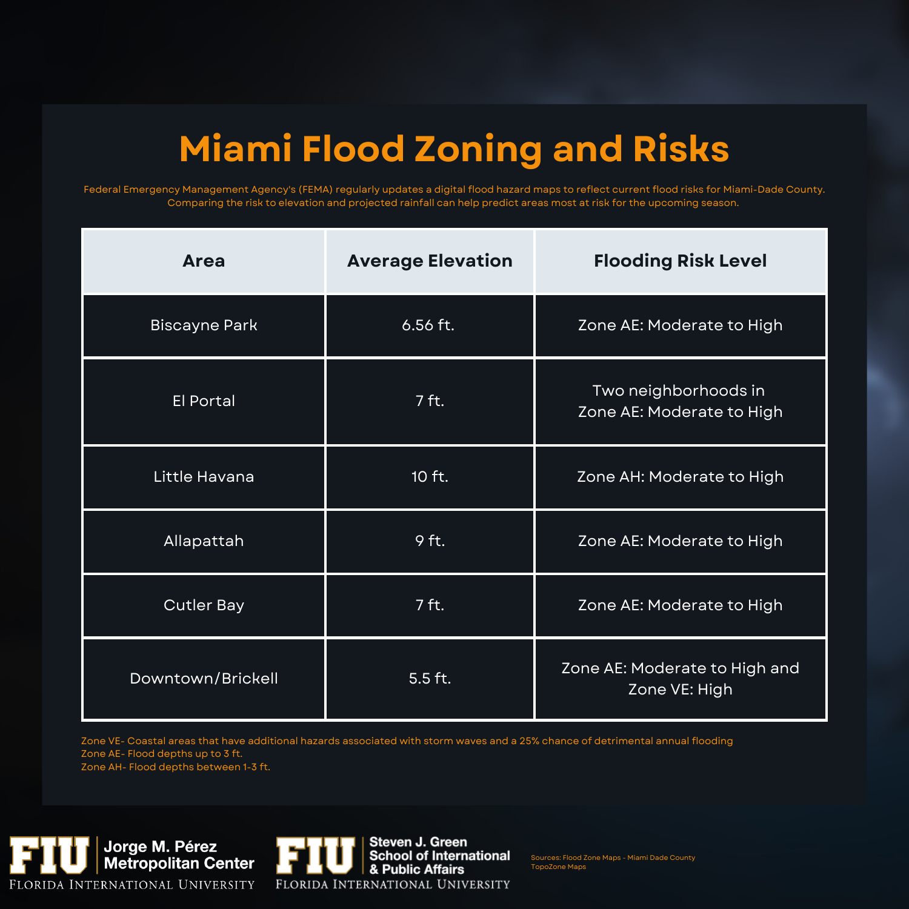# Miami Flood Zoning and Risks

Federal Emergency Management Agency's (FEMA) regularly updates a digital flood hazard maps to reflect current flood risks for Miami-Dade County. Comparing the risk to elevation and projected rainfall can help predict areas most at risk for the upcoming season.

| Area | Average Elevation | Flooding Risk Level |
|---|---|---|
| Biscayne Park | 6.56 ft. | Zone AE: Moderate to High |
| El Portal | 7 ft. | Two neighborhoods in Zone AE: Moderate to High |
| Little Havana | 10 ft. | Zone AH: Moderate to High |
| Allapattah | 9 ft. | Zone AE: Moderate to High |
| Cutler Bay | 7 ft. | Zone AE: Moderate to High |
| Downtown/Brickell | 5.5 ft. | Zone AE: Moderate to High and Zone VE: High |

Zone VE- Coastal areas that have additional hazards associated with storm waves and a 25% chance of detrimental annual flooding
Zone AE- Flood depths up to 3 ft.
Zone AH- Flood depths between 1-3 ft.

FIU Jorge M. Pérez Metropolitan Center, Florida International University

FIU Steven J. Green School of International & Public Affairs, Florida International University

Sources: Flood Zone Maps - Miami Dade County
TopoZone Maps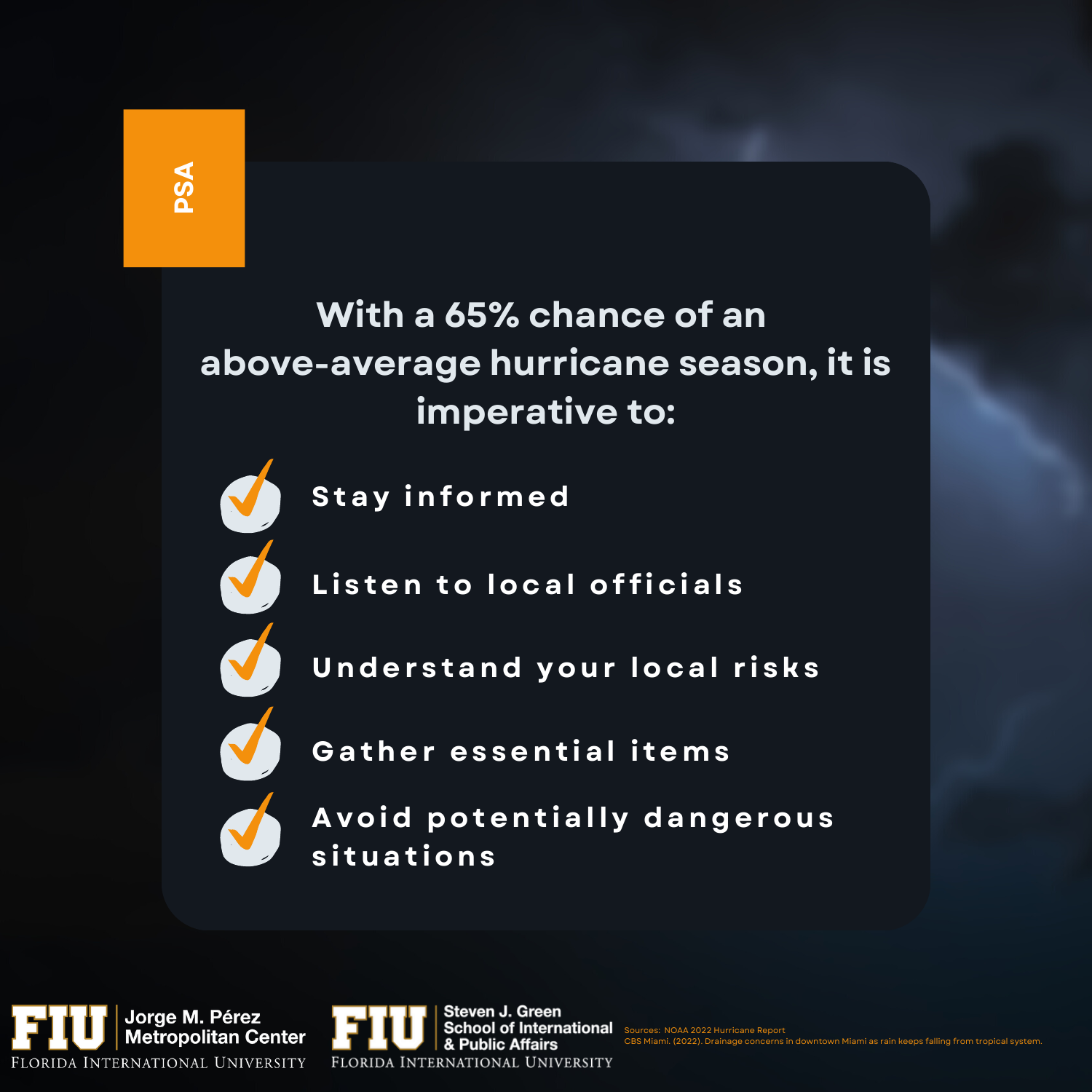PSA

## With a 65% chance of an above-average hurricane season, it is imperative to:

- Stay informed
- Listen to local officials
- Understand your local risks
- Gather essential items
- Avoid potentially dangerous situations

FIU | Jorge M. Pérez Metropolitan Center
FLORIDA INTERNATIONAL UNIVERSITY

FIU | Steven J. Green School of International & Public Affairs
FLORIDA INTERNATIONAL UNIVERSITY

Sources: NOAA 2022 Hurricane Report
CBS Miami. (2022). Drainage concerns in downtown Miami as rain keeps falling from tropical system.